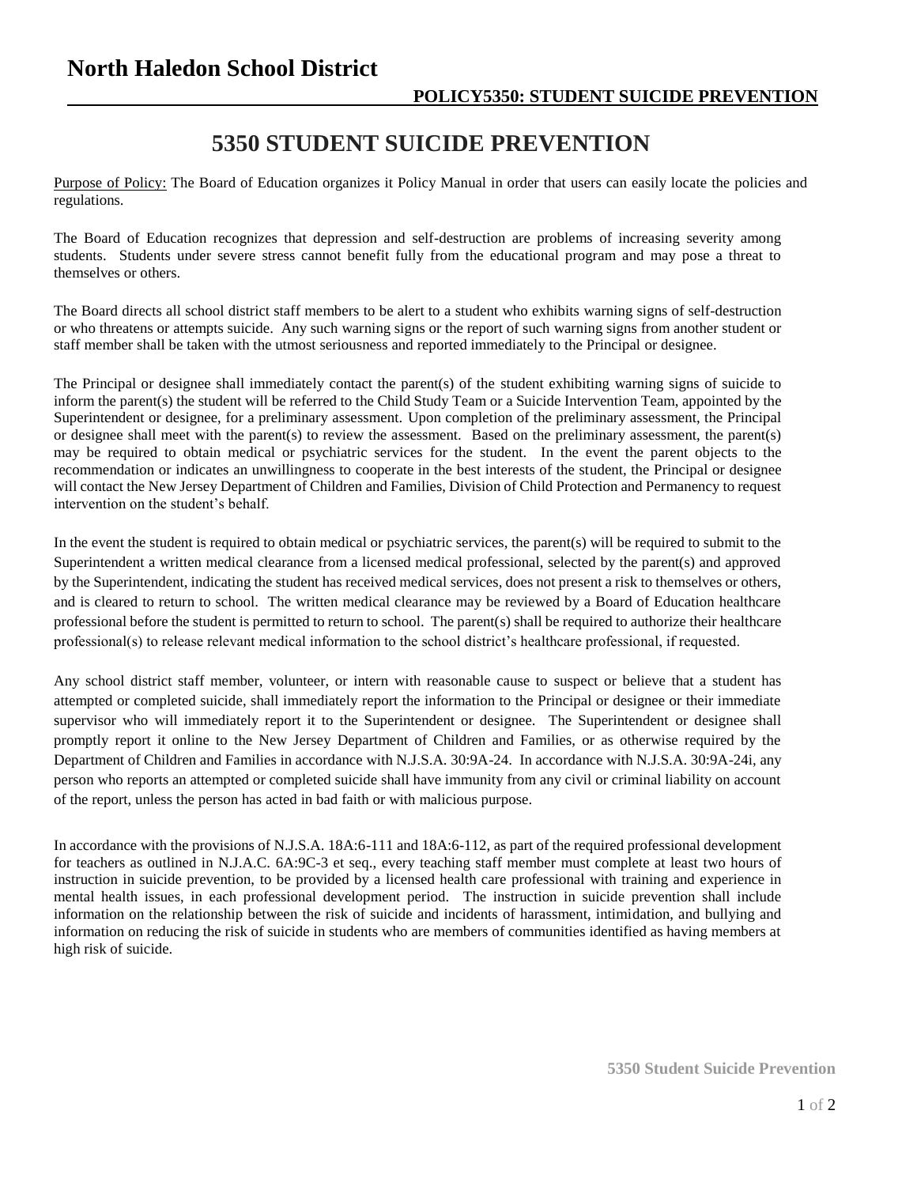# North Haledon School District

**POLICY5350: STUDENT SUICIDE PREVENTION**

## 5350 STUDENT SUICIDE PREVENTION

Purpose of Policy: The Board of Education organizes it Policy Manual in order that users can easily locate the policies and regulations.

The Board of Education recognizes that depression and self-destruction are problems of increasing severity among students. Students under severe stress cannot benefit fully from the educational program and may pose a threat to themselves or others.

The Board directs all school district staff members to be alert to a student who exhibits warning signs of self-destruction or who threatens or attempts suicide. Any such warning signs or the report of such warning signs from another student or staff member shall be taken with the utmost seriousness and reported immediately to the Principal or designee.

The Principal or designee shall immediately contact the parent(s) of the student exhibiting warning signs of suicide to inform the parent(s) the student will be referred to the Child Study Team or a Suicide Intervention Team, appointed by the Superintendent or designee, for a preliminary assessment. Upon completion of the preliminary assessment, the Principal or designee shall meet with the parent(s) to review the assessment. Based on the preliminary assessment, the parent(s) may be required to obtain medical or psychiatric services for the student. In the event the parent objects to the recommendation or indicates an unwillingness to cooperate in the best interests of the student, the Principal or designee will contact the New Jersey Department of Children and Families, Division of Child Protection and Permanency to request intervention on the student's behalf.

In the event the student is required to obtain medical or psychiatric services, the parent(s) will be required to submit to the Superintendent a written medical clearance from a licensed medical professional, selected by the parent(s) and approved by the Superintendent, indicating the student has received medical services, does not present a risk to themselves or others, and is cleared to return to school. The written medical clearance may be reviewed by a Board of Education healthcare professional before the student is permitted to return to school. The parent(s) shall be required to authorize their healthcare professional(s) to release relevant medical information to the school district's healthcare professional, if requested.

Any school district staff member, volunteer, or intern with reasonable cause to suspect or believe that a student has attempted or completed suicide, shall immediately report the information to the Principal or designee or their immediate supervisor who will immediately report it to the Superintendent or designee. The Superintendent or designee shall promptly report it online to the New Jersey Department of Children and Families, or as otherwise required by the Department of Children and Families in accordance with N.J.S.A. 30:9A-24. In accordance with N.J.S.A. 30:9A-24i, any person who reports an attempted or completed suicide shall have immunity from any civil or criminal liability on account of the report, unless the person has acted in bad faith or with malicious purpose.

In accordance with the provisions of N.J.S.A. 18A:6-111 and 18A:6-112, as part of the required professional development for teachers as outlined in N.J.A.C. 6A:9C-3 et seq., every teaching staff member must complete at least two hours of instruction in suicide prevention, to be provided by a licensed health care professional with training and experience in mental health issues, in each professional development period. The instruction in suicide prevention shall include information on the relationship between the risk of suicide and incidents of harassment, intimidation, and bullying and information on reducing the risk of suicide in students who are members of communities identified as having members at high risk of suicide.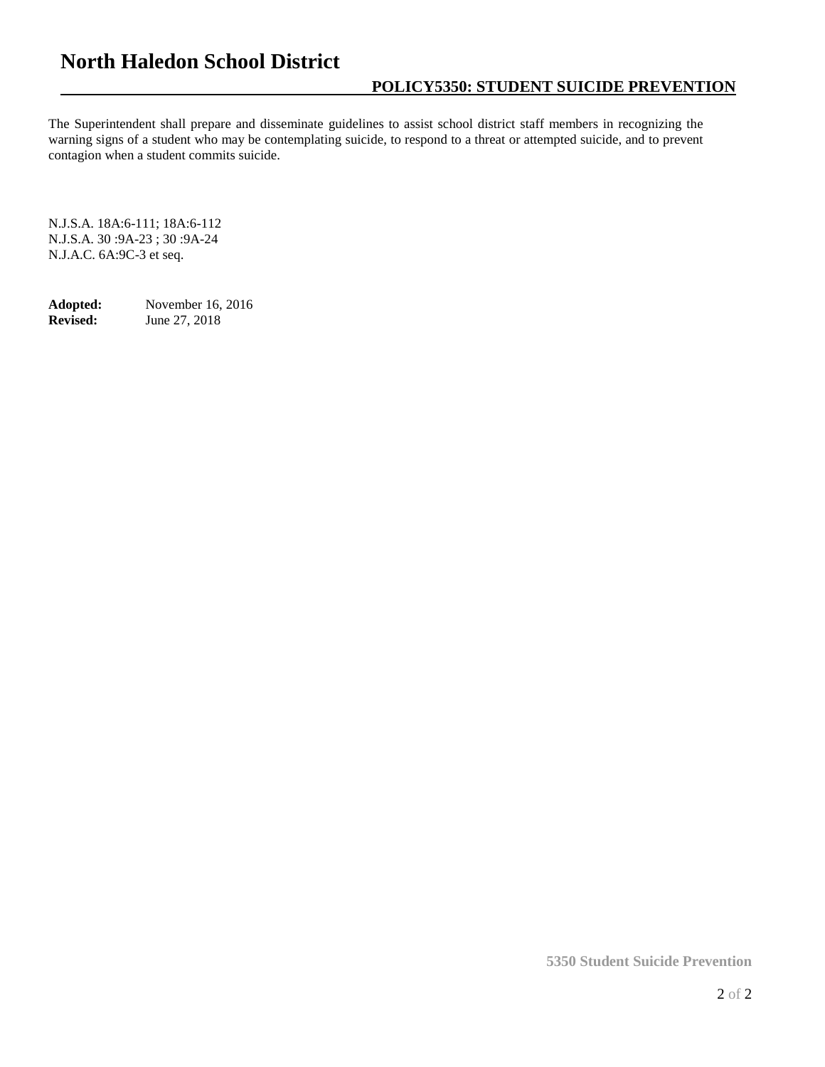The Superintendent shall prepare and disseminate guidelines to assist school district staff members in recognizing the warning signs of a student who may be contemplating suicide, to respond to a threat or attempted suicide, and to prevent contagion when a student commits suicide.

N.J.S.A. 18A:6-111; 18A:6-112
N.J.S.A. 30 :9A-23 ; 30 :9A-24
N.J.A.C. 6A:9C-3 et seq.

**Adopted:** November 16, 2016
**Revised:** June 27, 2018